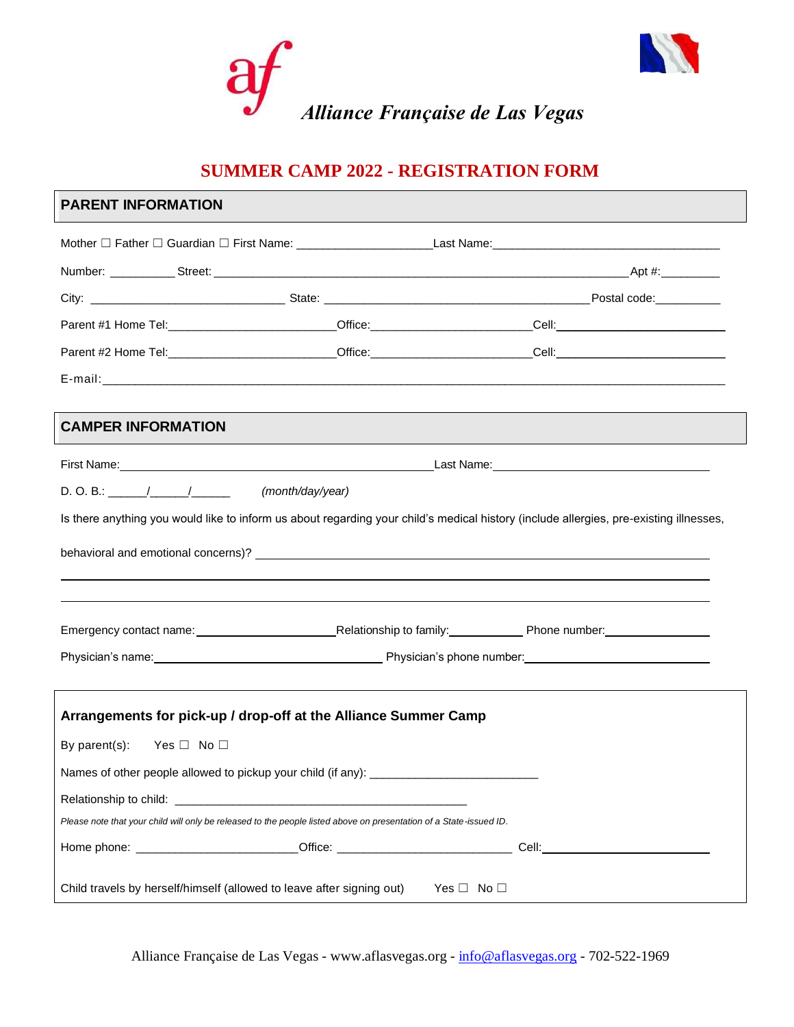# Alliance Française de Las Vegas

## SUMMER CAMP 2022 - REGISTRATION FORM

### PARENT INFORMATION

Mother ☐ Father ☐ Guardian ☐ First Name: ____________________ Last Name: ___________________________________

Number: __________ Street: ______________________________________________________________ Apt #: _________

City: ______________________________ State: ________________________________________ Postal code: __________

Parent #1 Home Tel: _________________________ Office: ________________________ Cell: ___________________________

Parent #2 Home Tel: _________________________ Office: ________________________ Cell: ___________________________

E-mail: ______________________________________________________________________________________________

### CAMPER INFORMATION

First Name: _______________________________________________ Last Name: ___________________________________

D. O. B.: ______/______/______ *(month/day/year)*

Is there anything you would like to inform us about regarding your child's medical history (include allergies, pre-existing illnesses, behavioral and emotional concerns)? ______________________________________________________________________

______________________________________________________________________________________________________

______________________________________________________________________________________________________

Emergency contact name: _____________________ Relationship to family: ___________ Phone number: _________________

Physician's name: ___________________________________ Physician's phone number: ___________________________

### Arrangements for pick-up / drop-off at the Alliance Summer Camp

By parent(s): Yes ☐ No ☐

Names of other people allowed to pickup your child (if any): _________________________

Relationship to child: ______________________________________________

*Please note that your child will only be released to the people listed above on presentation of a State-issued ID.*

Home phone: _________________________ Office: __________________________ Cell: ___________________________

Child travels by herself/himself (allowed to leave after signing out) Yes ☐ No ☐

Alliance Française de Las Vegas - www.aflasvegas.org - info@aflasvegas.org - 702-522-1969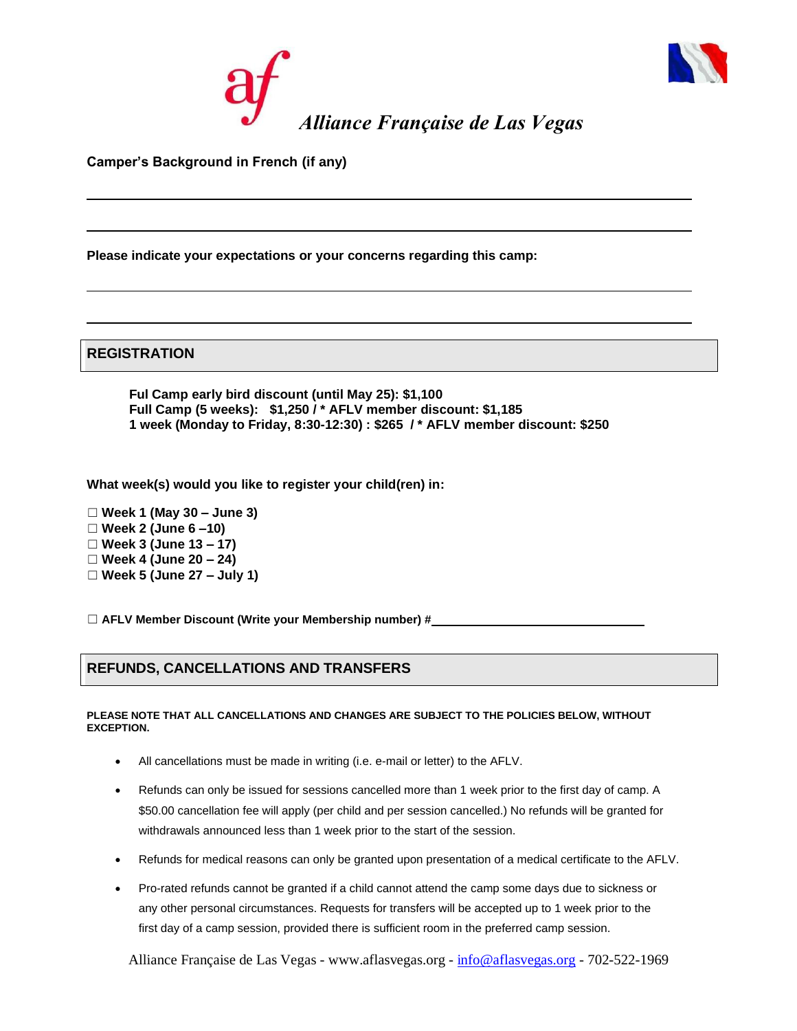*Alliance Française de Las Vegas*

**Camper's Background in French (if any)**

______________________________________________________________________

______________________________________________________________________

**Please indicate your expectations or your concerns regarding this camp:**

______________________________________________________________________

______________________________________________________________________

## REGISTRATION

**Ful Camp early bird discount (until May 25): $1,100**
**Full Camp (5 weeks): $1,250 / * AFLV member discount: $1,185**
**1 week (Monday to Friday, 8:30-12:30) : $265 / * AFLV member discount: $250**

**What week(s) would you like to register your child(ren) in:**

☐ **Week 1 (May 30 – June 3)**
☐ **Week 2 (June 6 –10)**
☐ **Week 3 (June 13 – 17)**
☐ **Week 4 (June 20 – 24)**
☐ **Week 5 (June 27 – July 1)**

☐ **AFLV Member Discount (Write your Membership number) #**______________________

## REFUNDS, CANCELLATIONS AND TRANSFERS

**PLEASE NOTE THAT ALL CANCELLATIONS AND CHANGES ARE SUBJECT TO THE POLICIES BELOW, WITHOUT EXCEPTION.**

- All cancellations must be made in writing (i.e. e-mail or letter) to the AFLV.
- Refunds can only be issued for sessions cancelled more than 1 week prior to the first day of camp. A $50.00 cancellation fee will apply (per child and per session cancelled.) No refunds will be granted for withdrawals announced less than 1 week prior to the start of the session.
- Refunds for medical reasons can only be granted upon presentation of a medical certificate to the AFLV.
- Pro-rated refunds cannot be granted if a child cannot attend the camp some days due to sickness or any other personal circumstances. Requests for transfers will be accepted up to 1 week prior to the first day of a camp session, provided there is sufficient room in the preferred camp session.

Alliance Française de Las Vegas - www.aflasvegas.org - info@aflasvegas.org - 702-522-1969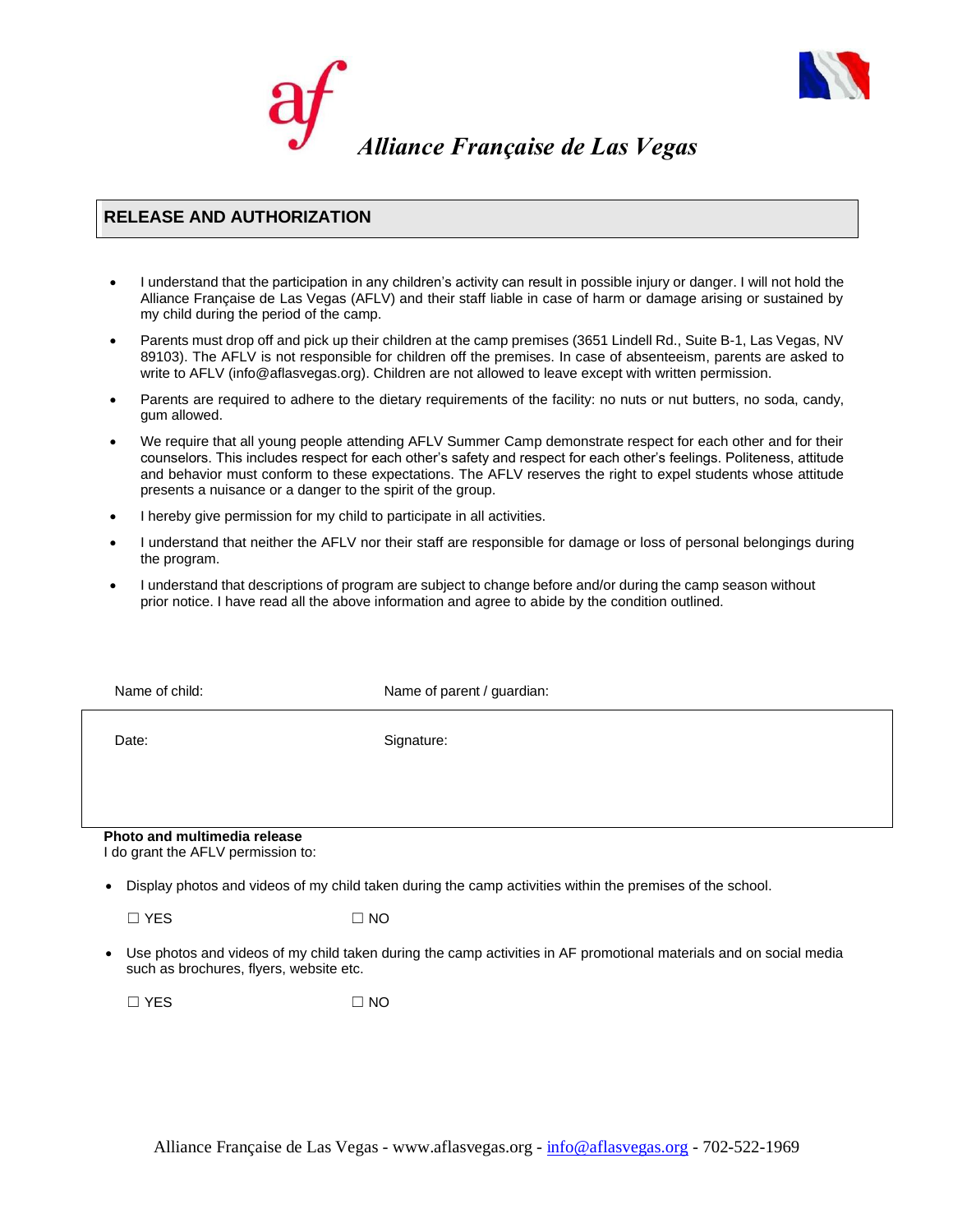# *Alliance Française de Las Vegas*

## RELEASE AND AUTHORIZATION

- I understand that the participation in any children's activity can result in possible injury or danger. I will not hold the Alliance Française de Las Vegas (AFLV) and their staff liable in case of harm or damage arising or sustained by my child during the period of the camp.
- Parents must drop off and pick up their children at the camp premises (3651 Lindell Rd., Suite B-1, Las Vegas, NV 89103). The AFLV is not responsible for children off the premises. In case of absenteeism, parents are asked to write to AFLV (info@aflasvegas.org). Children are not allowed to leave except with written permission.
- Parents are required to adhere to the dietary requirements of the facility: no nuts or nut butters, no soda, candy, gum allowed.
- We require that all young people attending AFLV Summer Camp demonstrate respect for each other and for their counselors. This includes respect for each other's safety and respect for each other's feelings. Politeness, attitude and behavior must conform to these expectations. The AFLV reserves the right to expel students whose attitude presents a nuisance or a danger to the spirit of the group.
- I hereby give permission for my child to participate in all activities.
- I understand that neither the AFLV nor their staff are responsible for damage or loss of personal belongings during the program.
- I understand that descriptions of program are subject to change before and/or during the camp season without prior notice. I have read all the above information and agree to abide by the condition outlined.

| Name of child: | Name of parent / guardian: |
|---|---|
| Date: | Signature: |

**Photo and multimedia release**
I do grant the AFLV permission to:

- Display photos and videos of my child taken during the camp activities within the premises of the school.

  ☐ YES ☐ NO

- Use photos and videos of my child taken during the camp activities in AF promotional materials and on social media such as brochures, flyers, website etc.

  ☐ YES ☐ NO

Alliance Française de Las Vegas - www.aflasvegas.org - info@aflasvegas.org - 702-522-1969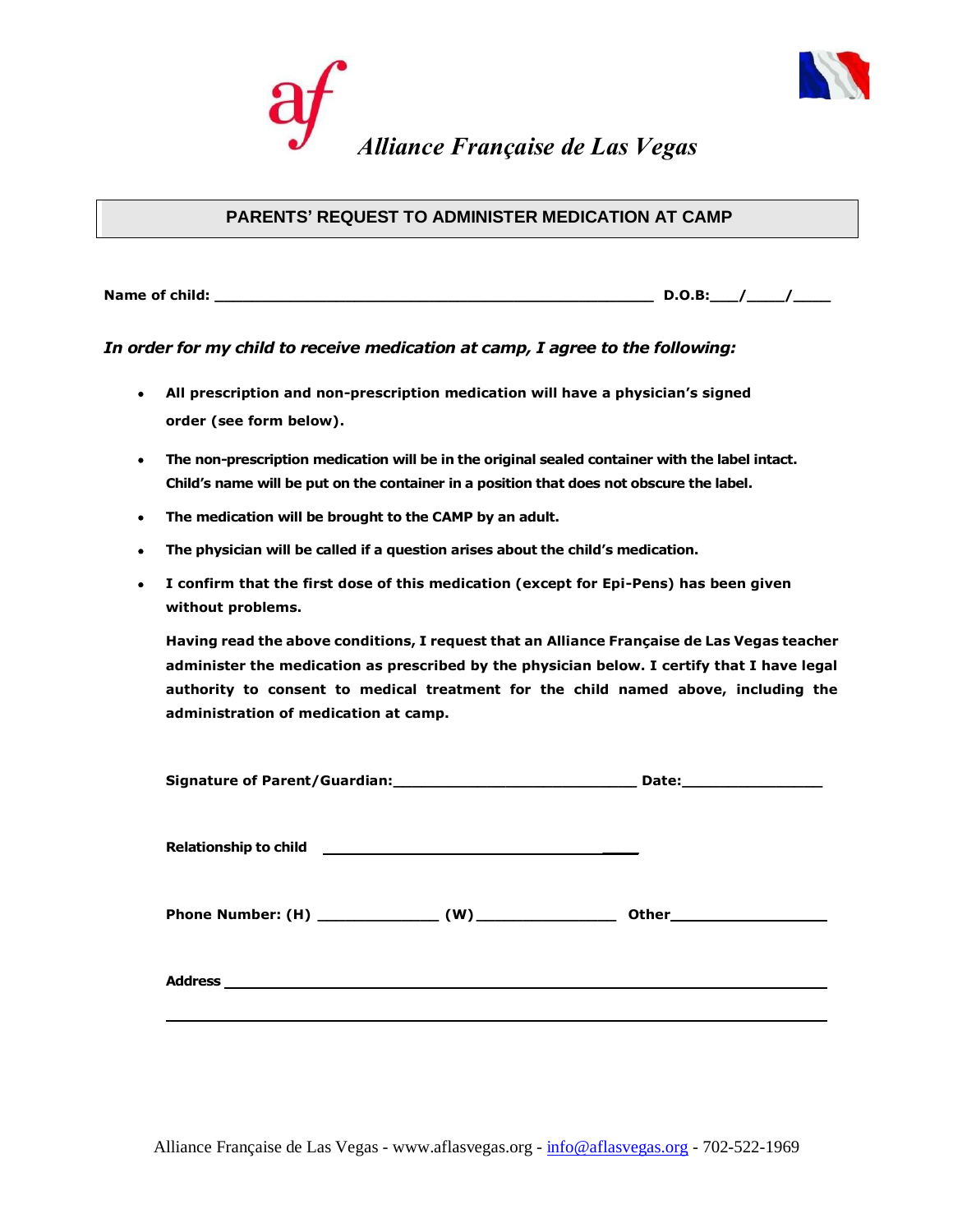# Alliance Française de Las Vegas

## PARENTS' REQUEST TO ADMINISTER MEDICATION AT CAMP

**Name of child: ___________________________________________ D.O.B:___/____/____**

***In order for my child to receive medication at camp, I agree to the following:***

- **All prescription and non-prescription medication will have a physician's signed order (see form below).**
- **The non-prescription medication will be in the original sealed container with the label intact. Child's name will be put on the container in a position that does not obscure the label.**
- **The medication will be brought to the CAMP by an adult.**
- **The physician will be called if a question arises about the child's medication.**
- **I confirm that the first dose of this medication (except for Epi-Pens) has been given without problems.**

**Having read the above conditions, I request that an Alliance Française de Las Vegas teacher administer the medication as prescribed by the physician below. I certify that I have legal authority to consent to medical treatment for the child named above, including the administration of medication at camp.**

**Signature of Parent/Guardian:___________________________ Date:_______________**

**Relationship to child ________________________________**

**Phone Number: (H) _____________ (W)_______________ Other_________________**

**Address ____________________________________________________________________**

________________________________________________________________________________

Alliance Française de Las Vegas - www.aflasvegas.org - info@aflasvegas.org - 702-522-1969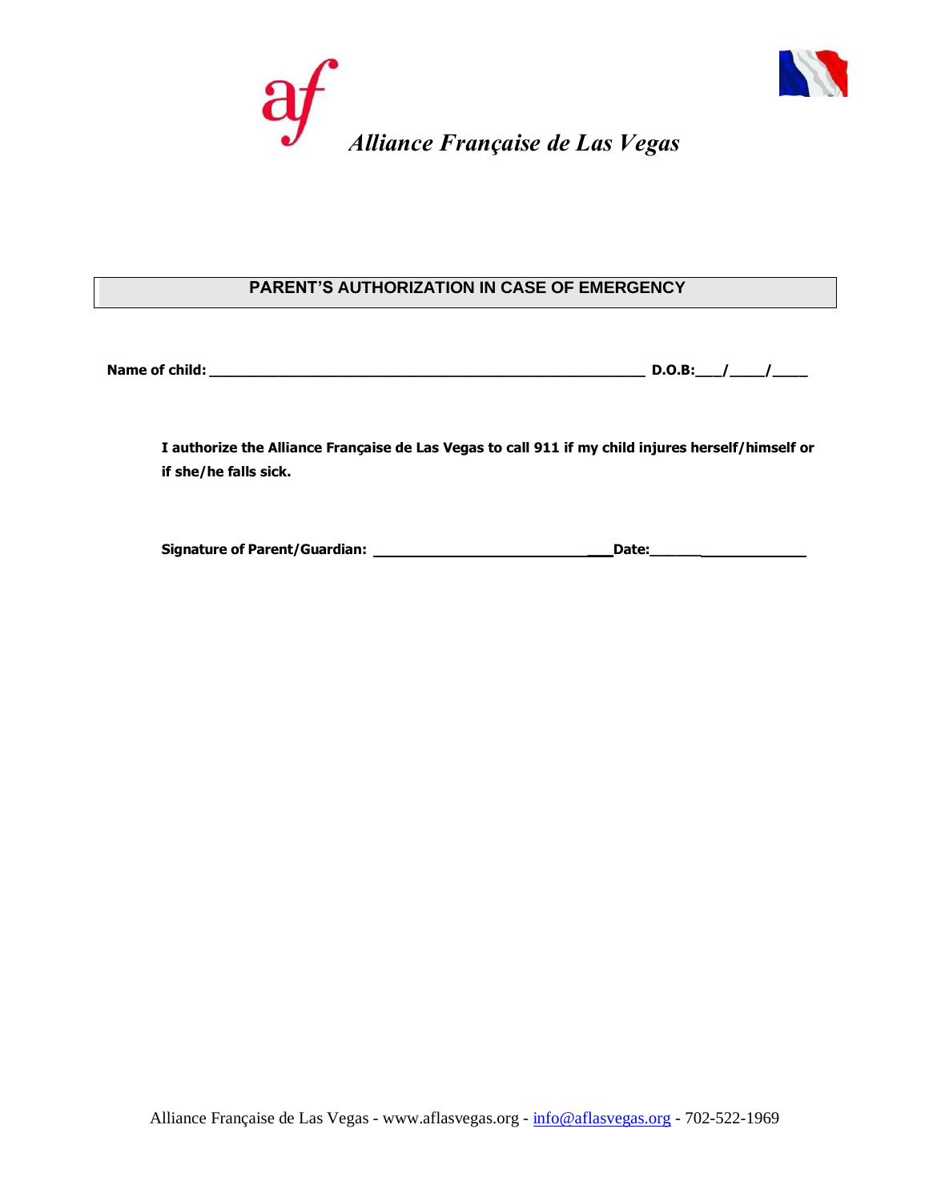*Alliance Française de Las Vegas*

## PARENT'S AUTHORIZATION IN CASE OF EMERGENCY

**Name of child: ______________________________________________________ D.O.B:___/____/____**

**I authorize the Alliance Française de Las Vegas to call 911 if my child injures herself/himself or if she/he falls sick.**

**Signature of Parent/Guardian: ______________________________Date:___________________**

Alliance Française de Las Vegas - www.aflasvegas.org - info@aflasvegas.org - 702-522-1969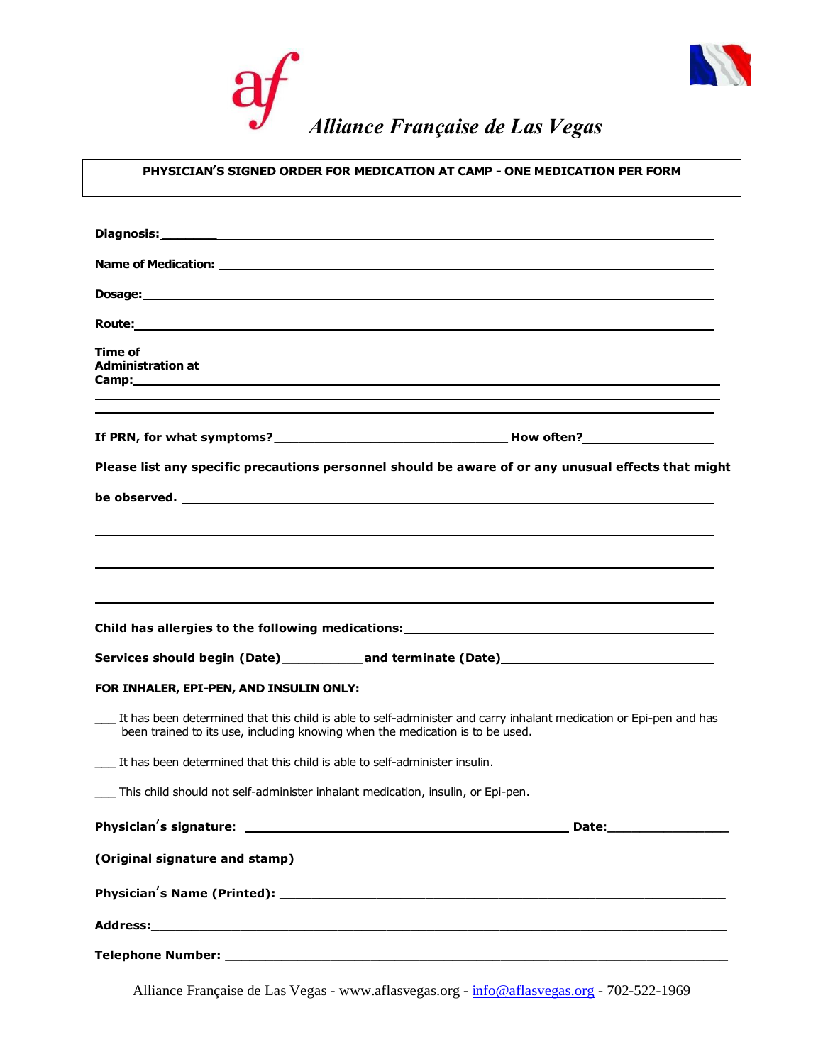*Alliance Française de Las Vegas*

**PHYSICIAN'S SIGNED ORDER FOR MEDICATION AT CAMP - ONE MEDICATION PER FORM**

**Diagnosis:**\_\_\_\_\_\_\_\_\_\_\_\_\_\_\_\_\_\_\_\_\_\_\_\_\_\_\_\_\_\_\_\_\_\_\_\_\_\_\_\_\_\_\_\_\_\_\_\_\_\_\_\_\_\_\_\_\_\_\_\_

**Name of Medication:** \_\_\_\_\_\_\_\_\_\_\_\_\_\_\_\_\_\_\_\_\_\_\_\_\_\_\_\_\_\_\_\_\_\_\_\_\_\_\_\_\_\_\_\_\_\_\_\_\_\_\_\_\_

**Dosage:**\_\_\_\_\_\_\_\_\_\_\_\_\_\_\_\_\_\_\_\_\_\_\_\_\_\_\_\_\_\_\_\_\_\_\_\_\_\_\_\_\_\_\_\_\_\_\_\_\_\_\_\_\_\_\_\_\_\_\_\_\_\_\_

**Route:**\_\_\_\_\_\_\_\_\_\_\_\_\_\_\_\_\_\_\_\_\_\_\_\_\_\_\_\_\_\_\_\_\_\_\_\_\_\_\_\_\_\_\_\_\_\_\_\_\_\_\_\_\_\_\_\_\_\_\_\_\_\_\_\_

**Time of Administration at Camp:**\_\_\_\_\_\_\_\_\_\_\_\_\_\_\_\_\_\_\_\_\_\_\_\_\_\_\_\_\_\_\_\_\_\_\_\_\_\_\_\_\_\_\_\_\_\_\_\_\_\_\_\_\_\_

\_\_\_\_\_\_\_\_\_\_\_\_\_\_\_\_\_\_\_\_\_\_\_\_\_\_\_\_\_\_\_\_\_\_\_\_\_\_\_\_\_\_\_\_\_\_\_\_\_\_\_\_\_\_\_\_\_\_\_\_\_\_\_\_\_\_\_\_\_\_\_\_

\_\_\_\_\_\_\_\_\_\_\_\_\_\_\_\_\_\_\_\_\_\_\_\_\_\_\_\_\_\_\_\_\_\_\_\_\_\_\_\_\_\_\_\_\_\_\_\_\_\_\_\_\_\_\_\_\_\_\_\_\_\_\_\_\_\_\_\_\_\_\_\_

**If PRN, for what symptoms?**\_\_\_\_\_\_\_\_\_\_\_\_\_\_\_\_\_\_\_\_\_\_\_\_\_\_\_\_\_\_\_\_ **How often?**\_\_\_\_\_\_\_\_\_\_\_\_\_\_\_\_\_\_

**Please list any specific precautions personnel should be aware of or any unusual effects that might be observed.** \_\_\_\_\_\_\_\_\_\_\_\_\_\_\_\_\_\_\_\_\_\_\_\_\_\_\_\_\_\_\_\_\_\_\_\_\_\_\_\_\_\_\_\_\_\_\_\_\_\_\_\_\_\_\_\_\_\_\_\_

\_\_\_\_\_\_\_\_\_\_\_\_\_\_\_\_\_\_\_\_\_\_\_\_\_\_\_\_\_\_\_\_\_\_\_\_\_\_\_\_\_\_\_\_\_\_\_\_\_\_\_\_\_\_\_\_\_\_\_\_\_\_\_\_\_\_\_\_\_\_\_\_

\_\_\_\_\_\_\_\_\_\_\_\_\_\_\_\_\_\_\_\_\_\_\_\_\_\_\_\_\_\_\_\_\_\_\_\_\_\_\_\_\_\_\_\_\_\_\_\_\_\_\_\_\_\_\_\_\_\_\_\_\_\_\_\_\_\_\_\_\_\_\_\_

\_\_\_\_\_\_\_\_\_\_\_\_\_\_\_\_\_\_\_\_\_\_\_\_\_\_\_\_\_\_\_\_\_\_\_\_\_\_\_\_\_\_\_\_\_\_\_\_\_\_\_\_\_\_\_\_\_\_\_\_\_\_\_\_\_\_\_\_\_\_\_\_

**Child has allergies to the following medications:**\_\_\_\_\_\_\_\_\_\_\_\_\_\_\_\_\_\_\_\_\_\_\_\_\_\_\_\_\_\_\_\_\_\_\_\_\_\_\_\_\_

**Services should begin (Date)**\_\_\_\_\_\_\_\_\_\_\_ **and terminate (Date)**\_\_\_\_\_\_\_\_\_\_\_\_\_\_\_\_\_\_\_\_\_\_\_\_\_\_\_\_

**FOR INHALER, EPI-PEN, AND INSULIN ONLY:**

\_\_\_ It has been determined that this child is able to self-administer and carry inhalant medication or Epi-pen and has been trained to its use, including knowing when the medication is to be used.

\_\_\_ It has been determined that this child is able to self-administer insulin.

\_\_\_ This child should not self-administer inhalant medication, insulin, or Epi-pen.

**Physician's signature:** \_\_\_\_\_\_\_\_\_\_\_\_\_\_\_\_\_\_\_\_\_\_\_\_\_\_\_\_\_\_\_\_\_\_\_\_\_\_\_\_\_\_\_\_ **Date:**\_\_\_\_\_\_\_\_\_\_\_\_\_\_\_\_

**(Original signature and stamp)**

**Physician's Name (Printed):** \_\_\_\_\_\_\_\_\_\_\_\_\_\_\_\_\_\_\_\_\_\_\_\_\_\_\_\_\_\_\_\_\_\_\_\_\_\_\_\_\_\_\_\_\_\_\_\_\_\_\_\_\_\_\_\_\_\_\_

**Address:**\_\_\_\_\_\_\_\_\_\_\_\_\_\_\_\_\_\_\_\_\_\_\_\_\_\_\_\_\_\_\_\_\_\_\_\_\_\_\_\_\_\_\_\_\_\_\_\_\_\_\_\_\_\_\_\_\_\_\_\_\_\_\_\_\_\_\_\_\_\_\_\_\_

**Telephone Number:** \_\_\_\_\_\_\_\_\_\_\_\_\_\_\_\_\_\_\_\_\_\_\_\_\_\_\_\_\_\_\_\_\_\_\_\_\_\_\_\_\_\_\_\_\_\_\_\_\_\_\_\_\_\_\_\_\_\_\_\_\_\_\_\_

Alliance Française de Las Vegas - www.aflasvegas.org - info@aflasvegas.org - 702-522-1969